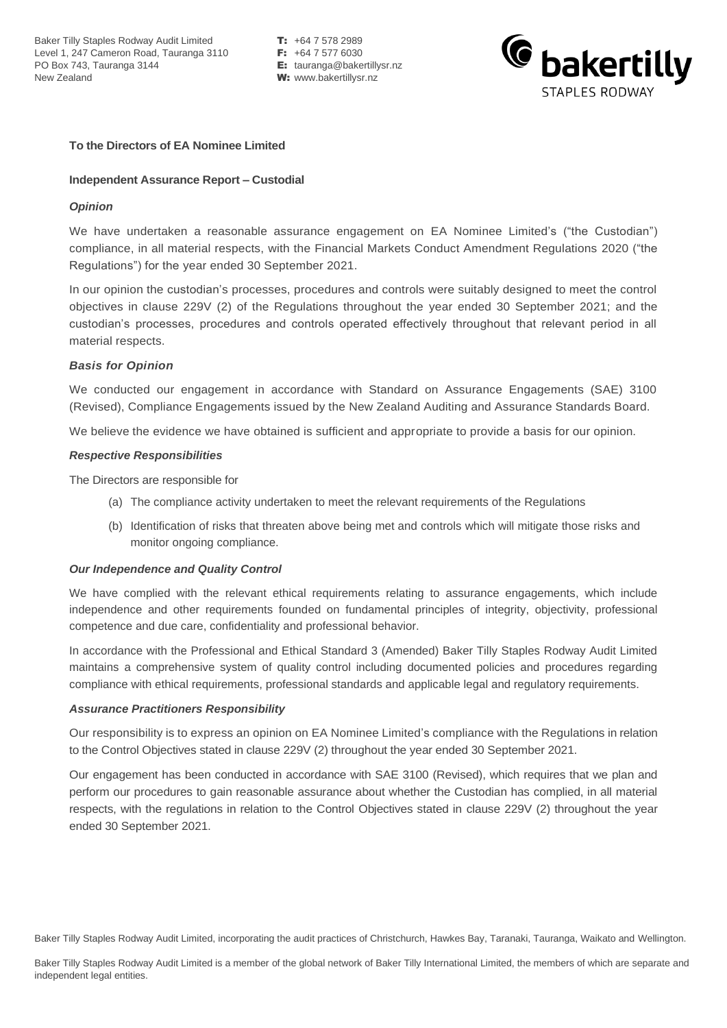Baker Tilly Staples Rodway Audit Limited
Level 1, 247 Cameron Road, Tauranga 3110
PO Box 743, Tauranga 3144
New Zealand

**T:** +64 7 578 2989
**F:** +64 7 577 6030
**E:** tauranga@bakertillysr.nz
**W:** www.bakertillysr.nz

**To the Directors of EA Nominee Limited**

**Independent Assurance Report – Custodial**

***Opinion***

We have undertaken a reasonable assurance engagement on EA Nominee Limited's ("the Custodian") compliance, in all material respects, with the Financial Markets Conduct Amendment Regulations 2020 ("the Regulations") for the year ended 30 September 2021.

In our opinion the custodian's processes, procedures and controls were suitably designed to meet the control objectives in clause 229V (2) of the Regulations throughout the year ended 30 September 2021; and the custodian's processes, procedures and controls operated effectively throughout that relevant period in all material respects.

***Basis for Opinion***

We conducted our engagement in accordance with Standard on Assurance Engagements (SAE) 3100 (Revised), Compliance Engagements issued by the New Zealand Auditing and Assurance Standards Board.

We believe the evidence we have obtained is sufficient and appropriate to provide a basis for our opinion.

***Respective Responsibilities***

The Directors are responsible for

(a) The compliance activity undertaken to meet the relevant requirements of the Regulations

(b) Identification of risks that threaten above being met and controls which will mitigate those risks and monitor ongoing compliance.

***Our Independence and Quality Control***

We have complied with the relevant ethical requirements relating to assurance engagements, which include independence and other requirements founded on fundamental principles of integrity, objectivity, professional competence and due care, confidentiality and professional behavior.

In accordance with the Professional and Ethical Standard 3 (Amended) Baker Tilly Staples Rodway Audit Limited maintains a comprehensive system of quality control including documented policies and procedures regarding compliance with ethical requirements, professional standards and applicable legal and regulatory requirements.

***Assurance Practitioners Responsibility***

Our responsibility is to express an opinion on EA Nominee Limited's compliance with the Regulations in relation to the Control Objectives stated in clause 229V (2) throughout the year ended 30 September 2021.

Our engagement has been conducted in accordance with SAE 3100 (Revised), which requires that we plan and perform our procedures to gain reasonable assurance about whether the Custodian has complied, in all material respects, with the regulations in relation to the Control Objectives stated in clause 229V (2) throughout the year ended 30 September 2021.

Baker Tilly Staples Rodway Audit Limited, incorporating the audit practices of Christchurch, Hawkes Bay, Taranaki, Tauranga, Waikato and Wellington.

Baker Tilly Staples Rodway Audit Limited is a member of the global network of Baker Tilly International Limited, the members of which are separate and independent legal entities.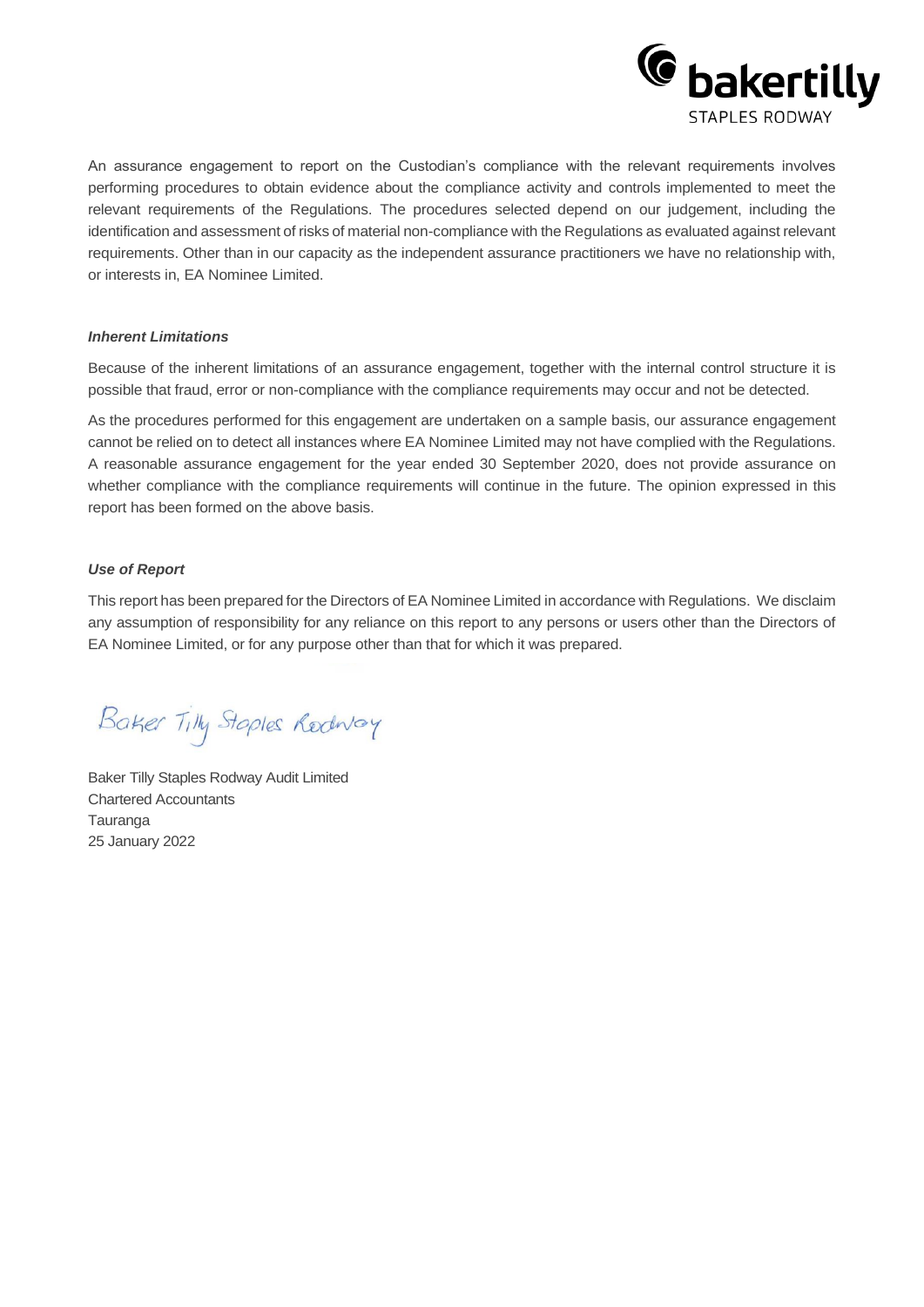An assurance engagement to report on the Custodian's compliance with the relevant requirements involves performing procedures to obtain evidence about the compliance activity and controls implemented to meet the relevant requirements of the Regulations. The procedures selected depend on our judgement, including the identification and assessment of risks of material non-compliance with the Regulations as evaluated against relevant requirements. Other than in our capacity as the independent assurance practitioners we have no relationship with, or interests in, EA Nominee Limited.

***Inherent Limitations***

Because of the inherent limitations of an assurance engagement, together with the internal control structure it is possible that fraud, error or non-compliance with the compliance requirements may occur and not be detected.

As the procedures performed for this engagement are undertaken on a sample basis, our assurance engagement cannot be relied on to detect all instances where EA Nominee Limited may not have complied with the Regulations. A reasonable assurance engagement for the year ended 30 September 2020, does not provide assurance on whether compliance with the compliance requirements will continue in the future. The opinion expressed in this report has been formed on the above basis.

***Use of Report***

This report has been prepared for the Directors of EA Nominee Limited in accordance with Regulations. We disclaim any assumption of responsibility for any reliance on this report to any persons or users other than the Directors of EA Nominee Limited, or for any purpose other than that for which it was prepared.

Baker Tilly Staples Rodway

Baker Tilly Staples Rodway Audit Limited
Chartered Accountants
Tauranga
25 January 2022